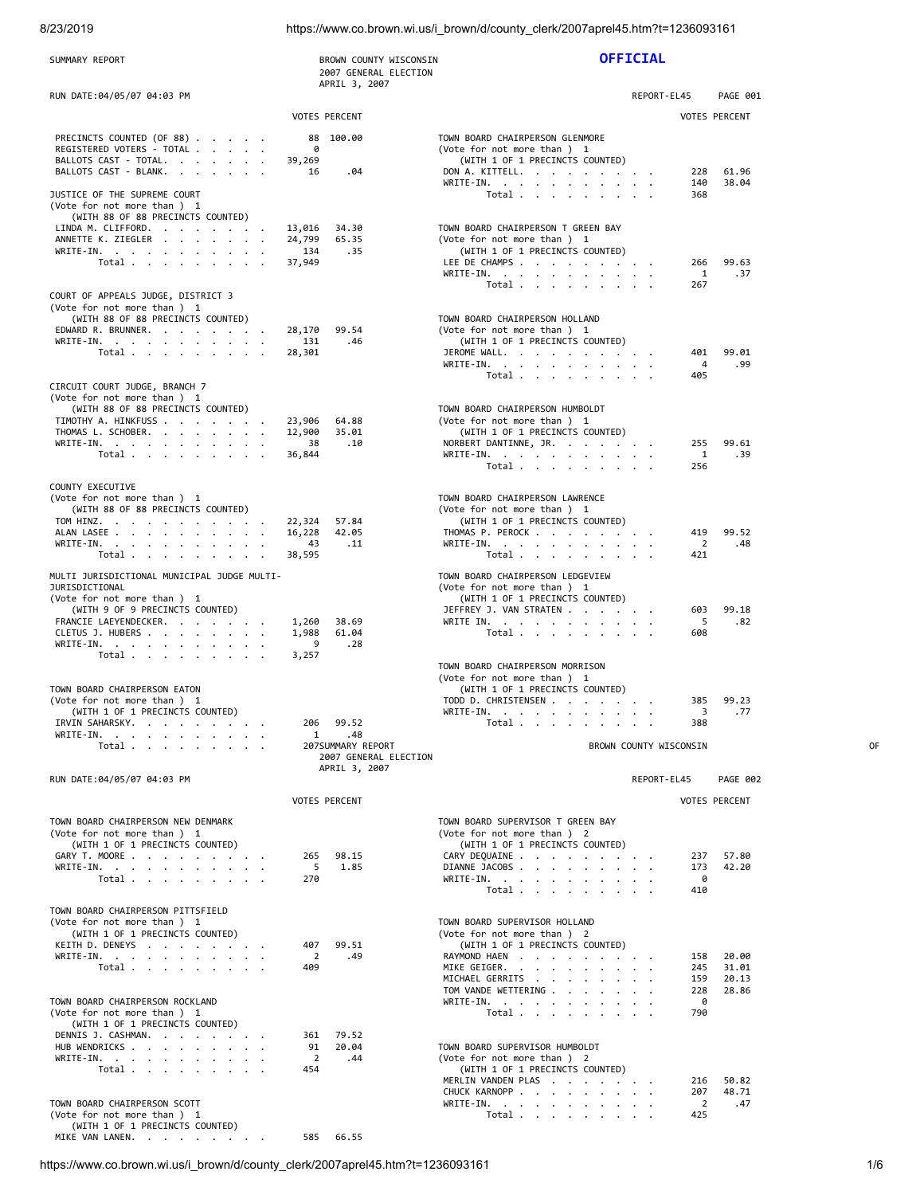SUMMARY REPORT

BROWN COUNTY WISCONSIN
2007 GENERAL ELECTION
APRIL 3, 2007

**OFFICIAL**

RUN DATE:04/05/07 04:03 PM

REPORT-EL45 PAGE 001

| | VOTES | PERCENT |
|---|---|---|
| PRECINCTS COUNTED (OF 88) | 88 | 100.00 |
| REGISTERED VOTERS - TOTAL | 0 | |
| BALLOTS CAST - TOTAL. | 39,269 | |
| BALLOTS CAST - BLANK. | 16 | .04 |

**JUSTICE OF THE SUPREME COURT**
(Vote for not more than ) 1
(WITH 88 OF 88 PRECINCTS COUNTED)

| | VOTES | PERCENT |
|---|---|---|
| LINDA M. CLIFFORD. | 13,016 | 34.30 |
| ANNETTE K. ZIEGLER | 24,799 | 65.35 |
| WRITE-IN. | 134 | .35 |
| Total | 37,949 | |

**COURT OF APPEALS JUDGE, DISTRICT 3**
(Vote for not more than ) 1
(WITH 88 OF 88 PRECINCTS COUNTED)

| | VOTES | PERCENT |
|---|---|---|
| EDWARD R. BRUNNER. | 28,170 | 99.54 |
| WRITE-IN. | 131 | .46 |
| Total | 28,301 | |

**CIRCUIT COURT JUDGE, BRANCH 7**
(Vote for not more than ) 1
(WITH 88 OF 88 PRECINCTS COUNTED)

| | VOTES | PERCENT |
|---|---|---|
| TIMOTHY A. HINKFUSS | 23,906 | 64.88 |
| THOMAS L. SCHOBER. | 12,900 | 35.01 |
| WRITE-IN. | 38 | .10 |
| Total | 36,844 | |

**COUNTY EXECUTIVE**
(Vote for not more than ) 1
(WITH 88 OF 88 PRECINCTS COUNTED)

| | VOTES | PERCENT |
|---|---|---|
| TOM HINZ. | 22,324 | 57.84 |
| ALAN LASEE | 16,228 | 42.05 |
| WRITE-IN. | 43 | .11 |
| Total | 38,595 | |

**MULTI JURISDICTIONAL MUNICIPAL JUDGE MULTI-JURISDICTIONAL**
(Vote for not more than ) 1
(WITH 9 OF 9 PRECINCTS COUNTED)

| | VOTES | PERCENT |
|---|---|---|
| FRANCIE LAEYENDECKER. | 1,260 | 38.69 |
| CLETUS J. HUBERS | 1,988 | 61.04 |
| WRITE-IN. | 9 | .28 |
| Total | 3,257 | |

**TOWN BOARD CHAIRPERSON EATON**
(Vote for not more than ) 1
(WITH 1 OF 1 PRECINCTS COUNTED)

| | VOTES | PERCENT |
|---|---|---|
| IRVIN SAHARSKY. | 206 | 99.52 |
| WRITE-IN. | 1 | .48 |
| Total | 207 | |

**TOWN BOARD CHAIRPERSON GLENMORE**
(Vote for not more than ) 1
(WITH 1 OF 1 PRECINCTS COUNTED)

| | VOTES | PERCENT |
|---|---|---|
| DON A. KITTELL. | 228 | 61.96 |
| WRITE-IN. | 140 | 38.04 |
| Total | 368 | |

**TOWN BOARD CHAIRPERSON T GREEN BAY**
(Vote for not more than ) 1
(WITH 1 OF 1 PRECINCTS COUNTED)

| | VOTES | PERCENT |
|---|---|---|
| LEE DE CHAMPS | 266 | 99.63 |
| WRITE-IN. | 1 | .37 |
| Total | 267 | |

**TOWN BOARD CHAIRPERSON HOLLAND**
(Vote for not more than ) 1
(WITH 1 OF 1 PRECINCTS COUNTED)

| | VOTES | PERCENT |
|---|---|---|
| JEROME WALL. | 401 | 99.01 |
| WRITE-IN. | 4 | .99 |
| Total | 405 | |

**TOWN BOARD CHAIRPERSON HUMBOLDT**
(Vote for not more than ) 1
(WITH 1 OF 1 PRECINCTS COUNTED)

| | VOTES | PERCENT |
|---|---|---|
| NORBERT DANTINNE, JR. | 255 | 99.61 |
| WRITE-IN. | 1 | .39 |
| Total | 256 | |

**TOWN BOARD CHAIRPERSON LAWRENCE**
(Vote for not more than ) 1
(WITH 1 OF 1 PRECINCTS COUNTED)

| | VOTES | PERCENT |
|---|---|---|
| THOMAS P. PEROCK | 419 | 99.52 |
| WRITE-IN. | 2 | .48 |
| Total | 421 | |

**TOWN BOARD CHAIRPERSON LEDGEVIEW**
(Vote for not more than ) 1
(WITH 1 OF 1 PRECINCTS COUNTED)

| | VOTES | PERCENT |
|---|---|---|
| JEFFREY J. VAN STRATEN | 603 | 99.18 |
| WRITE IN. | 5 | .82 |
| Total | 608 | |

**TOWN BOARD CHAIRPERSON MORRISON**
(Vote for not more than ) 1
(WITH 1 OF 1 PRECINCTS COUNTED)

| | VOTES | PERCENT |
|---|---|---|
| TODD D. CHRISTENSEN | 385 | 99.23 |
| WRITE-IN. | 3 | .77 |
| Total | 388 | |

SUMMARY REPORT

BROWN COUNTY WISCONSIN
2007 GENERAL ELECTION
APRIL 3, 2007

RUN DATE:04/05/07 04:03 PM

REPORT-EL45 PAGE 002

**TOWN BOARD CHAIRPERSON NEW DENMARK**
(Vote for not more than ) 1
(WITH 1 OF 1 PRECINCTS COUNTED)

| | VOTES | PERCENT |
|---|---|---|
| GARY T. MOORE | 265 | 98.15 |
| WRITE-IN. | 5 | 1.85 |
| Total | 270 | |

**TOWN BOARD CHAIRPERSON PITTSFIELD**
(Vote for not more than ) 1
(WITH 1 OF 1 PRECINCTS COUNTED)

| | VOTES | PERCENT |
|---|---|---|
| KEITH D. DENEYS | 407 | 99.51 |
| WRITE-IN. | 2 | .49 |
| Total | 409 | |

**TOWN BOARD CHAIRPERSON ROCKLAND**
(Vote for not more than ) 1
(WITH 1 OF 1 PRECINCTS COUNTED)

| | VOTES | PERCENT |
|---|---|---|
| DENNIS J. CASHMAN. | 361 | 79.52 |
| HUB WENDRICKS | 91 | 20.04 |
| WRITE-IN. | 2 | .44 |
| Total | 454 | |

**TOWN BOARD CHAIRPERSON SCOTT**
(Vote for not more than ) 1
(WITH 1 OF 1 PRECINCTS COUNTED)

| | VOTES | PERCENT |
|---|---|---|
| MIKE VAN LANEN. | 585 | 66.55 |

**TOWN BOARD SUPERVISOR T GREEN BAY**
(Vote for not more than ) 2
(WITH 1 OF 1 PRECINCTS COUNTED)

| | VOTES | PERCENT |
|---|---|---|
| CARY DEQUAINE | 237 | 57.80 |
| DIANNE JACOBS | 173 | 42.20 |
| WRITE-IN. | 0 | |
| Total | 410 | |

**TOWN BOARD SUPERVISOR HOLLAND**
(Vote for not more than ) 2
(WITH 1 OF 1 PRECINCTS COUNTED)

| | VOTES | PERCENT |
|---|---|---|
| RAYMOND HAEN | 158 | 20.00 |
| MIKE GEIGER. | 245 | 31.01 |
| MICHAEL GERRITS | 159 | 20.13 |
| TOM VANDE WETTERING | 228 | 28.86 |
| WRITE-IN. | 0 | |
| Total | 790 | |

**TOWN BOARD SUPERVISOR HUMBOLDT**
(Vote for not more than ) 2
(WITH 1 OF 1 PRECINCTS COUNTED)

| | VOTES | PERCENT |
|---|---|---|
| MERLIN VANDEN PLAS | 216 | 50.82 |
| CHUCK KARNOPP | 207 | 48.71 |
| WRITE-IN. | 2 | .47 |
| Total | 425 | |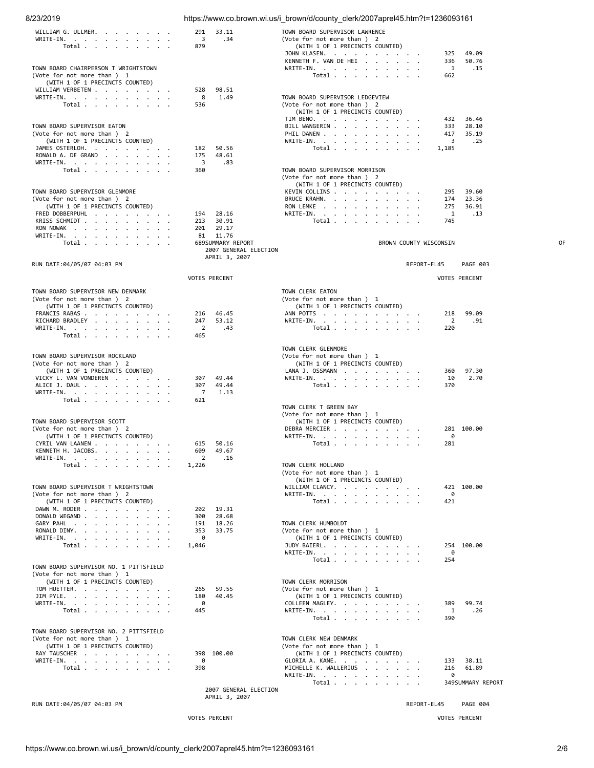| Candidate | Votes | Percent |
|---|---|---|
| WILLIAM G. ULLMER | 291 | 33.11 |
| WRITE-IN | 3 | .34 |
| Total | 879 | |

**TOWN BOARD CHAIRPERSON T WRIGHTSTOWN**
(Vote for not more than ) 1
(WITH 1 OF 1 PRECINCTS COUNTED)

| Candidate | Votes | Percent |
|---|---|---|
| WILLIAM VERBETEN | 528 | 98.51 |
| WRITE-IN | 8 | 1.49 |
| Total | 536 | |

**TOWN BOARD SUPERVISOR EATON**
(Vote for not more than ) 2
(WITH 1 OF 1 PRECINCTS COUNTED)

| Candidate | Votes | Percent |
|---|---|---|
| JAMES OSTERLOH | 182 | 50.56 |
| RONALD A. DE GRAND | 175 | 48.61 |
| WRITE-IN | 3 | .83 |
| Total | 360 | |

**TOWN BOARD SUPERVISOR GLENMORE**
(Vote for not more than ) 2
(WITH 1 OF 1 PRECINCTS COUNTED)

| Candidate | Votes | Percent |
|---|---|---|
| FRED DOBBERPUHL | 194 | 28.16 |
| KRISS SCHMIDT | 213 | 30.91 |
| RON NOWAK | 201 | 29.17 |
| WRITE-IN | 81 | 11.76 |
| Total | 689 | |

**TOWN BOARD SUPERVISOR LAWRENCE**
(Vote for not more than ) 2
(WITH 1 OF 1 PRECINCTS COUNTED)

| Candidate | Votes | Percent |
|---|---|---|
| JOHN KLASEN | 325 | 49.09 |
| KENNETH F. VAN DE HEI | 336 | 50.76 |
| WRITE-IN | 1 | .15 |
| Total | 662 | |

**TOWN BOARD SUPERVISOR LEDGEVIEW**
(Vote for not more than ) 2
(WITH 1 OF 1 PRECINCTS COUNTED)

| Candidate | Votes | Percent |
|---|---|---|
| TIM BENO | 432 | 36.46 |
| BILL WANGERIN | 333 | 28.10 |
| PHIL DANEN | 417 | 35.19 |
| WRITE-IN | 3 | .25 |
| Total | 1,185 | |

**TOWN BOARD SUPERVISOR MORRISON**
(Vote for not more than ) 2
(WITH 1 OF 1 PRECINCTS COUNTED)

| Candidate | Votes | Percent |
|---|---|---|
| KEVIN COLLINS | 295 | 39.60 |
| BRUCE KRAHN | 174 | 23.36 |
| RON LEMKE | 275 | 36.91 |
| WRITE-IN | 1 | .13 |
| Total | 745 | |

SUMMARY REPORT BROWN COUNTY WISCONSIN OF
2007 GENERAL ELECTION
APRIL 3, 2007

RUN DATE:04/05/07 04:03 PM REPORT-EL45 PAGE 003

**TOWN BOARD SUPERVISOR NEW DENMARK**
(Vote for not more than ) 2
(WITH 1 OF 1 PRECINCTS COUNTED)

| Candidate | Votes | Percent |
|---|---|---|
| FRANCIS RABAS | 216 | 46.45 |
| RICHARD BRADLEY | 247 | 53.12 |
| WRITE-IN | 2 | .43 |
| Total | 465 | |

**TOWN BOARD SUPERVISOR ROCKLAND**
(Vote for not more than ) 2
(WITH 1 OF 1 PRECINCTS COUNTED)

| Candidate | Votes | Percent |
|---|---|---|
| VICKY L. VAN VONDEREN | 307 | 49.44 |
| ALICE J. DAUL | 307 | 49.44 |
| WRITE-IN | 7 | 1.13 |
| Total | 621 | |

**TOWN BOARD SUPERVISOR SCOTT**
(Vote for not more than ) 2
(WITH 1 OF 1 PRECINCTS COUNTED)

| Candidate | Votes | Percent |
|---|---|---|
| CYRIL VAN LAANEN | 615 | 50.16 |
| KENNETH H. JACOBS | 609 | 49.67 |
| WRITE-IN | 2 | .16 |
| Total | 1,226 | |

**TOWN BOARD SUPERVISOR T WRIGHTSTOWN**
(Vote for not more than ) 2
(WITH 1 OF 1 PRECINCTS COUNTED)

| Candidate | Votes | Percent |
|---|---|---|
| DAWN M. RODER | 202 | 19.31 |
| DONALD WEGAND | 300 | 28.68 |
| GARY PAHL | 191 | 18.26 |
| RONALD DINY | 353 | 33.75 |
| WRITE-IN | 0 | |
| Total | 1,046 | |

**TOWN BOARD SUPERVISOR NO. 1 PITTSFIELD**
(Vote for not more than ) 1
(WITH 1 OF 1 PRECINCTS COUNTED)

| Candidate | Votes | Percent |
|---|---|---|
| TOM HUETTER | 265 | 59.55 |
| JIM PYLE | 180 | 40.45 |
| WRITE-IN | 0 | |
| Total | 445 | |

**TOWN BOARD SUPERVISOR NO. 2 PITTSFIELD**
(Vote for not more than ) 1
(WITH 1 OF 1 PRECINCTS COUNTED)

| Candidate | Votes | Percent |
|---|---|---|
| RAY TAUSCHER | 398 | 100.00 |
| WRITE-IN | 0 | |
| Total | 398 | |

**TOWN CLERK EATON**
(Vote for not more than ) 1
(WITH 1 OF 1 PRECINCTS COUNTED)

| Candidate | Votes | Percent |
|---|---|---|
| ANN POTTS | 218 | 99.09 |
| WRITE-IN | 2 | .91 |
| Total | 220 | |

**TOWN CLERK GLENMORE**
(Vote for not more than ) 1
(WITH 1 OF 1 PRECINCTS COUNTED)

| Candidate | Votes | Percent |
|---|---|---|
| LANA J. OSSMANN | 360 | 97.30 |
| WRITE-IN | 10 | 2.70 |
| Total | 370 | |

**TOWN CLERK T GREEN BAY**
(Vote for not more than ) 1
(WITH 1 OF 1 PRECINCTS COUNTED)

| Candidate | Votes | Percent |
|---|---|---|
| DEBRA MERCIER | 281 | 100.00 |
| WRITE-IN | 0 | |
| Total | 281 | |

**TOWN CLERK HOLLAND**
(Vote for not more than ) 1
(WITH 1 OF 1 PRECINCTS COUNTED)

| Candidate | Votes | Percent |
|---|---|---|
| WILLIAM CLANCY | 421 | 100.00 |
| WRITE-IN | 0 | |
| Total | 421 | |

**TOWN CLERK HUMBOLDT**
(Vote for not more than ) 1
(WITH 1 OF 1 PRECINCTS COUNTED)

| Candidate | Votes | Percent |
|---|---|---|
| JUDY BAIERL | 254 | 100.00 |
| WRITE-IN | 0 | |
| Total | 254 | |

**TOWN CLERK MORRISON**
(Vote for not more than ) 1
(WITH 1 OF 1 PRECINCTS COUNTED)

| Candidate | Votes | Percent |
|---|---|---|
| COLLEEN MAGLEY | 389 | 99.74 |
| WRITE-IN | 1 | .26 |
| Total | 390 | |

**TOWN CLERK NEW DENMARK**
(Vote for not more than ) 1
(WITH 1 OF 1 PRECINCTS COUNTED)

| Candidate | Votes | Percent |
|---|---|---|
| GLORIA A. KANE | 133 | 38.11 |
| MICHELLE K. WALLERIUS | 216 | 61.89 |
| WRITE-IN | 0 | |
| Total | 349 | |

SUMMARY REPORT
2007 GENERAL ELECTION
APRIL 3, 2007

RUN DATE:04/05/07 04:03 PM REPORT-EL45 PAGE 004

VOTES PERCENT VOTES PERCENT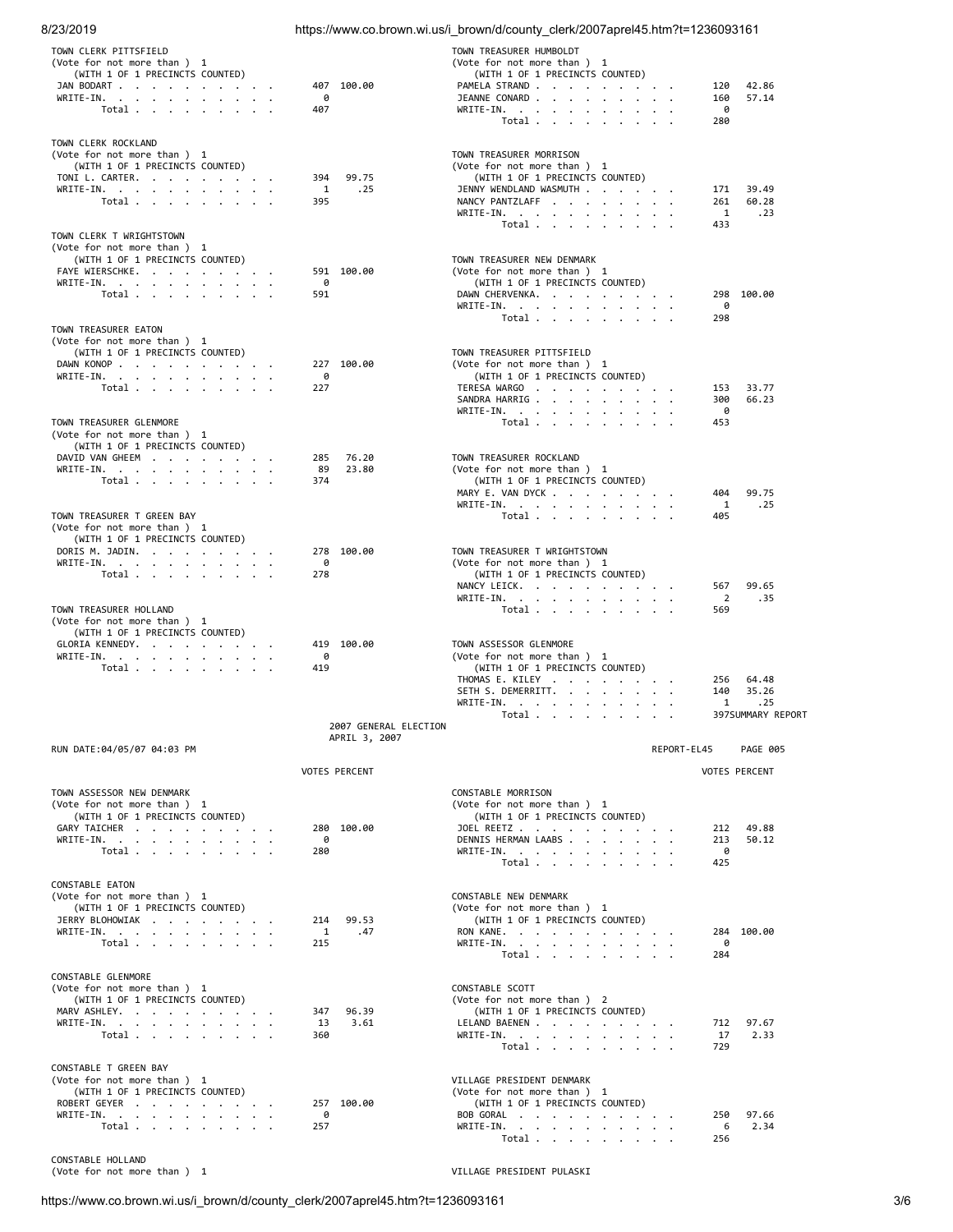### TOWN CLERK PITTSFIELD
(Vote for not more than ) 1
(WITH 1 OF 1 PRECINCTS COUNTED)

| Candidate | Votes | Percent |
|---|---|---|
| JAN BODART | 407 | 100.00 |
| WRITE-IN. | 0 | |
| Total | 407 | |

### TOWN CLERK ROCKLAND
(Vote for not more than ) 1
(WITH 1 OF 1 PRECINCTS COUNTED)

| Candidate | Votes | Percent |
|---|---|---|
| TONI L. CARTER. | 394 | 99.75 |
| WRITE-IN. | 1 | .25 |
| Total | 395 | |

### TOWN CLERK T WRIGHTSTOWN
(Vote for not more than ) 1
(WITH 1 OF 1 PRECINCTS COUNTED)

| Candidate | Votes | Percent |
|---|---|---|
| FAYE WIERSCHKE. | 591 | 100.00 |
| WRITE-IN. | 0 | |
| Total | 591 | |

### TOWN TREASURER EATON
(Vote for not more than ) 1
(WITH 1 OF 1 PRECINCTS COUNTED)

| Candidate | Votes | Percent |
|---|---|---|
| DAWN KONOP | 227 | 100.00 |
| WRITE-IN. | 0 | |
| Total | 227 | |

### TOWN TREASURER GLENMORE
(Vote for not more than ) 1
(WITH 1 OF 1 PRECINCTS COUNTED)

| Candidate | Votes | Percent |
|---|---|---|
| DAVID VAN GHEEM | 285 | 76.20 |
| WRITE-IN. | 89 | 23.80 |
| Total | 374 | |

### TOWN TREASURER T GREEN BAY
(Vote for not more than ) 1
(WITH 1 OF 1 PRECINCTS COUNTED)

| Candidate | Votes | Percent |
|---|---|---|
| DORIS M. JADIN. | 278 | 100.00 |
| WRITE-IN. | 0 | |
| Total | 278 | |

### TOWN TREASURER HOLLAND
(Vote for not more than ) 1
(WITH 1 OF 1 PRECINCTS COUNTED)

| Candidate | Votes | Percent |
|---|---|---|
| GLORIA KENNEDY. | 419 | 100.00 |
| WRITE-IN. | 0 | |
| Total | 419 | |

### TOWN TREASURER HUMBOLDT
(Vote for not more than ) 1
(WITH 1 OF 1 PRECINCTS COUNTED)

| Candidate | Votes | Percent |
|---|---|---|
| PAMELA STRAND | 120 | 42.86 |
| JEANNE CONARD | 160 | 57.14 |
| WRITE-IN. | 0 | |
| Total | 280 | |

### TOWN TREASURER MORRISON
(Vote for not more than ) 1
(WITH 1 OF 1 PRECINCTS COUNTED)

| Candidate | Votes | Percent |
|---|---|---|
| JENNY WENDLAND WASMUTH | 171 | 39.49 |
| NANCY PANTZLAFF | 261 | 60.28 |
| WRITE-IN. | 1 | .23 |
| Total | 433 | |

### TOWN TREASURER NEW DENMARK
(Vote for not more than ) 1
(WITH 1 OF 1 PRECINCTS COUNTED)

| Candidate | Votes | Percent |
|---|---|---|
| DAWN CHERVENKA. | 298 | 100.00 |
| WRITE-IN. | 0 | |
| Total | 298 | |

### TOWN TREASURER PITTSFIELD
(Vote for not more than ) 1
(WITH 1 OF 1 PRECINCTS COUNTED)

| Candidate | Votes | Percent |
|---|---|---|
| TERESA WARGO | 153 | 33.77 |
| SANDRA HARRIG | 300 | 66.23 |
| WRITE-IN. | 0 | |
| Total | 453 | |

### TOWN TREASURER ROCKLAND
(Vote for not more than ) 1
(WITH 1 OF 1 PRECINCTS COUNTED)

| Candidate | Votes | Percent |
|---|---|---|
| MARY E. VAN DYCK | 404 | 99.75 |
| WRITE-IN. | 1 | .25 |
| Total | 405 | |

### TOWN TREASURER T WRIGHTSTOWN
(Vote for not more than ) 1
(WITH 1 OF 1 PRECINCTS COUNTED)

| Candidate | Votes | Percent |
|---|---|---|
| NANCY LEICK. | 567 | 99.65 |
| WRITE-IN. | 2 | .35 |
| Total | 569 | |

### TOWN ASSESSOR GLENMORE
(Vote for not more than ) 1
(WITH 1 OF 1 PRECINCTS COUNTED)

| Candidate | Votes | Percent |
|---|---|---|
| THOMAS E. KILEY | 256 | 64.48 |
| SETH S. DEMERRITT. | 140 | 35.26 |
| WRITE-IN. | 1 | .25 |
| Total | 397 | |

SUMMARY REPORT

2007 GENERAL ELECTION
APRIL 3, 2007

RUN DATE:04/05/07 04:03 PM — REPORT-EL45 PAGE 005

### TOWN ASSESSOR NEW DENMARK
(Vote for not more than ) 1
(WITH 1 OF 1 PRECINCTS COUNTED)

| Candidate | Votes | Percent |
|---|---|---|
| GARY TAICHER | 280 | 100.00 |
| WRITE-IN. | 0 | |
| Total | 280 | |

### CONSTABLE EATON
(Vote for not more than ) 1
(WITH 1 OF 1 PRECINCTS COUNTED)

| Candidate | Votes | Percent |
|---|---|---|
| JERRY BLOHOWIAK | 214 | 99.53 |
| WRITE-IN. | 1 | .47 |
| Total | 215 | |

### CONSTABLE GLENMORE
(Vote for not more than ) 1
(WITH 1 OF 1 PRECINCTS COUNTED)

| Candidate | Votes | Percent |
|---|---|---|
| MARV ASHLEY. | 347 | 96.39 |
| WRITE-IN. | 13 | 3.61 |
| Total | 360 | |

### CONSTABLE T GREEN BAY
(Vote for not more than ) 1
(WITH 1 OF 1 PRECINCTS COUNTED)

| Candidate | Votes | Percent |
|---|---|---|
| ROBERT GEYER | 257 | 100.00 |
| WRITE-IN. | 0 | |
| Total | 257 | |

### CONSTABLE HOLLAND
(Vote for not more than ) 1

### CONSTABLE MORRISON
(Vote for not more than ) 1
(WITH 1 OF 1 PRECINCTS COUNTED)

| Candidate | Votes | Percent |
|---|---|---|
| JOEL REETZ | 212 | 49.88 |
| DENNIS HERMAN LAABS | 213 | 50.12 |
| WRITE-IN. | 0 | |
| Total | 425 | |

### CONSTABLE NEW DENMARK
(Vote for not more than ) 1
(WITH 1 OF 1 PRECINCTS COUNTED)

| Candidate | Votes | Percent |
|---|---|---|
| RON KANE. | 284 | 100.00 |
| WRITE-IN. | 0 | |
| Total | 284 | |

### CONSTABLE SCOTT
(Vote for not more than ) 2
(WITH 1 OF 1 PRECINCTS COUNTED)

| Candidate | Votes | Percent |
|---|---|---|
| LELAND BAENEN | 712 | 97.67 |
| WRITE-IN. | 17 | 2.33 |
| Total | 729 | |

### VILLAGE PRESIDENT DENMARK
(Vote for not more than ) 1
(WITH 1 OF 1 PRECINCTS COUNTED)

| Candidate | Votes | Percent |
|---|---|---|
| BOB GORAL | 250 | 97.66 |
| WRITE-IN. | 6 | 2.34 |
| Total | 256 | |

### VILLAGE PRESIDENT PULASKI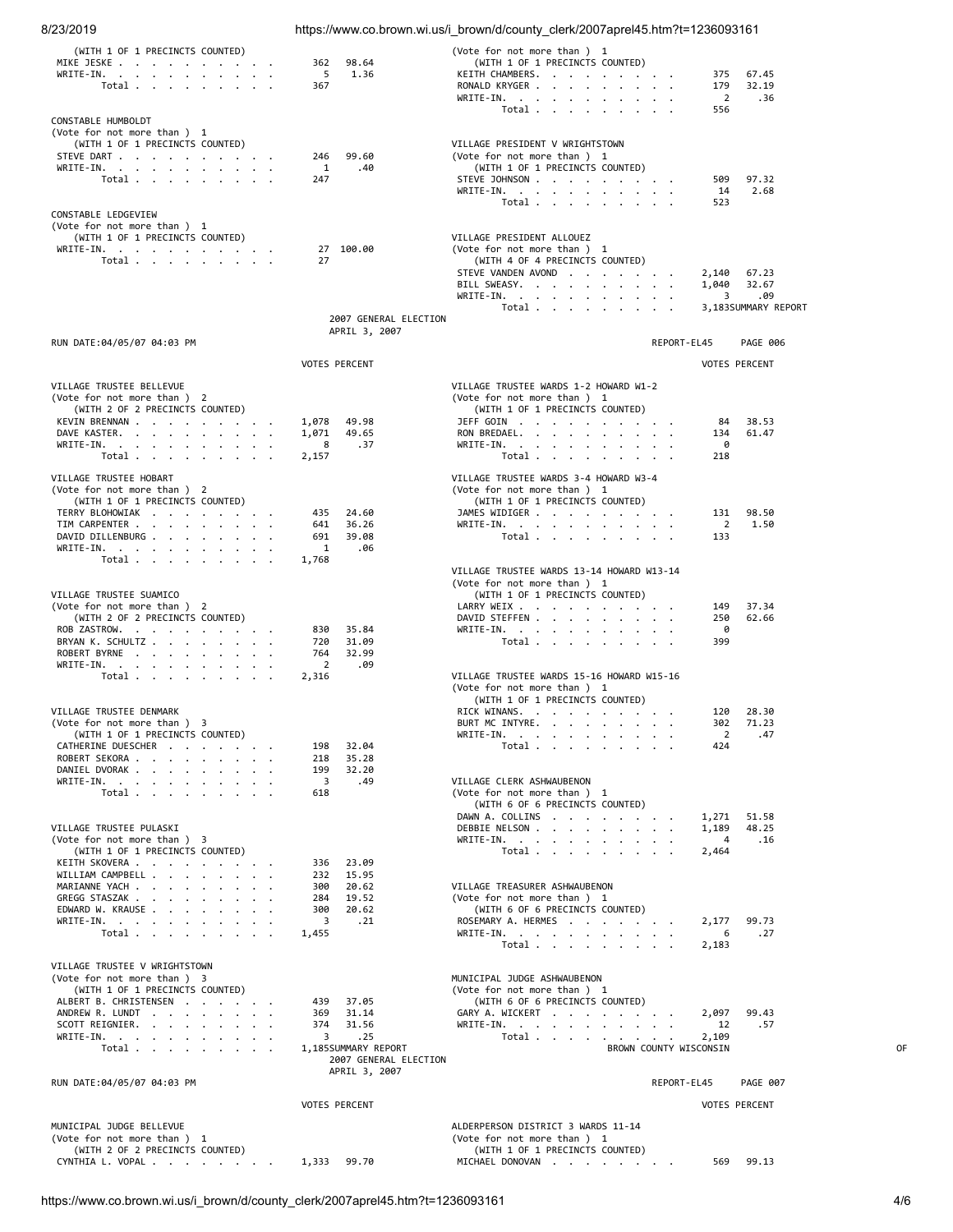(WITH 1 OF 1 PRECINCTS COUNTED)

| | VOTES | PERCENT |
|---|---|---|
| MIKE JESKE | 362 | 98.64 |
| WRITE-IN. | 5 | 1.36 |
| Total | 367 | |

(Vote for not more than ) 1
(WITH 1 OF 1 PRECINCTS COUNTED)

| | VOTES | PERCENT |
|---|---|---|
| KEITH CHAMBERS. | 375 | 67.45 |
| RONALD KRYGER | 179 | 32.19 |
| WRITE-IN. | 2 | .36 |
| Total | 556 | |

CONSTABLE HUMBOLDT
(Vote for not more than ) 1
(WITH 1 OF 1 PRECINCTS COUNTED)

| | VOTES | PERCENT |
|---|---|---|
| STEVE DART | 246 | 99.60 |
| WRITE-IN. | 1 | .40 |
| Total | 247 | |

CONSTABLE LEDGEVIEW
(Vote for not more than ) 1
(WITH 1 OF 1 PRECINCTS COUNTED)

| | VOTES | PERCENT |
|---|---|---|
| WRITE-IN. | 27 | 100.00 |
| Total | 27 | |

VILLAGE PRESIDENT V WRIGHTSTOWN
(Vote for not more than ) 1
(WITH 1 OF 1 PRECINCTS COUNTED)

| | VOTES | PERCENT |
|---|---|---|
| STEVE JOHNSON | 509 | 97.32 |
| WRITE-IN. | 14 | 2.68 |
| Total | 523 | |

VILLAGE PRESIDENT ALLOUEZ
(Vote for not more than ) 1
(WITH 4 OF 4 PRECINCTS COUNTED)

| | VOTES | PERCENT |
|---|---|---|
| STEVE VANDEN AVOND | 2,140 | 67.23 |
| BILL SWEASY. | 1,040 | 32.67 |
| WRITE-IN. | 3 | .09 |
| Total | 3,183 | |

SUMMARY REPORT
2007 GENERAL ELECTION
APRIL 3, 2007

RUN DATE:04/05/07 04:03 PM REPORT-EL45 PAGE 006

VILLAGE TRUSTEE BELLEVUE
(Vote for not more than ) 2
(WITH 2 OF 2 PRECINCTS COUNTED)

| | VOTES | PERCENT |
|---|---|---|
| KEVIN BRENNAN | 1,078 | 49.98 |
| DAVE KASTER. | 1,071 | 49.65 |
| WRITE-IN. | 8 | .37 |
| Total | 2,157 | |

VILLAGE TRUSTEE HOBART
(Vote for not more than ) 2
(WITH 1 OF 1 PRECINCTS COUNTED)

| | VOTES | PERCENT |
|---|---|---|
| TERRY BLOHOWIAK | 435 | 24.60 |
| TIM CARPENTER | 641 | 36.26 |
| DAVID DILLENBURG | 691 | 39.08 |
| WRITE-IN. | 1 | .06 |
| Total | 1,768 | |

VILLAGE TRUSTEE SUAMICO
(Vote for not more than ) 2
(WITH 2 OF 2 PRECINCTS COUNTED)

| | VOTES | PERCENT |
|---|---|---|
| ROB ZASTROW. | 830 | 35.84 |
| BRYAN K. SCHULTZ | 720 | 31.09 |
| ROBERT BYRNE | 764 | 32.99 |
| WRITE-IN. | 2 | .09 |
| Total | 2,316 | |

VILLAGE TRUSTEE DENMARK
(Vote for not more than ) 3
(WITH 1 OF 1 PRECINCTS COUNTED)

| | VOTES | PERCENT |
|---|---|---|
| CATHERINE DUESCHER | 198 | 32.04 |
| ROBERT SEKORA | 218 | 35.28 |
| DANIEL DVORAK | 199 | 32.20 |
| WRITE-IN. | 3 | .49 |
| Total | 618 | |

VILLAGE TRUSTEE PULASKI
(Vote for not more than ) 3
(WITH 1 OF 1 PRECINCTS COUNTED)

| | VOTES | PERCENT |
|---|---|---|
| KEITH SKOVERA | 336 | 23.09 |
| WILLIAM CAMPBELL | 232 | 15.95 |
| MARIANNE YACH | 300 | 20.62 |
| GREGG STASZAK | 284 | 19.52 |
| EDWARD W. KRAUSE | 300 | 20.62 |
| WRITE-IN. | 3 | .21 |
| Total | 1,455 | |

VILLAGE TRUSTEE V WRIGHTSTOWN
(Vote for not more than ) 3
(WITH 1 OF 1 PRECINCTS COUNTED)

| | VOTES | PERCENT |
|---|---|---|
| ALBERT B. CHRISTENSEN | 439 | 37.05 |
| ANDREW R. LUNDT | 369 | 31.14 |
| SCOTT REIGNIER. | 374 | 31.56 |
| WRITE-IN. | 3 | .25 |
| Total | 1,185 | |

VILLAGE TRUSTEE WARDS 1-2 HOWARD W1-2
(Vote for not more than ) 1
(WITH 1 OF 1 PRECINCTS COUNTED)

| | VOTES | PERCENT |
|---|---|---|
| JEFF GOIN | 84 | 38.53 |
| RON BREDAEL. | 134 | 61.47 |
| WRITE-IN. | 0 | |
| Total | 218 | |

VILLAGE TRUSTEE WARDS 3-4 HOWARD W3-4
(Vote for not more than ) 1
(WITH 1 OF 1 PRECINCTS COUNTED)

| | VOTES | PERCENT |
|---|---|---|
| JAMES WIDIGER | 131 | 98.50 |
| WRITE-IN. | 2 | 1.50 |
| Total | 133 | |

VILLAGE TRUSTEE WARDS 13-14 HOWARD W13-14
(Vote for not more than ) 1
(WITH 1 OF 1 PRECINCTS COUNTED)

| | VOTES | PERCENT |
|---|---|---|
| LARRY WEIX | 149 | 37.34 |
| DAVID STEFFEN | 250 | 62.66 |
| WRITE-IN. | 0 | |
| Total | 399 | |

VILLAGE TRUSTEE WARDS 15-16 HOWARD W15-16
(Vote for not more than ) 1
(WITH 1 OF 1 PRECINCTS COUNTED)

| | VOTES | PERCENT |
|---|---|---|
| RICK WINANS. | 120 | 28.30 |
| BURT MC INTYRE. | 302 | 71.23 |
| WRITE-IN. | 2 | .47 |
| Total | 424 | |

VILLAGE CLERK ASHWAUBENON
(Vote for not more than ) 1
(WITH 6 OF 6 PRECINCTS COUNTED)

| | VOTES | PERCENT |
|---|---|---|
| DAWN A. COLLINS | 1,271 | 51.58 |
| DEBBIE NELSON | 1,189 | 48.25 |
| WRITE-IN. | 4 | .16 |
| Total | 2,464 | |

VILLAGE TREASURER ASHWAUBENON
(Vote for not more than ) 1
(WITH 6 OF 6 PRECINCTS COUNTED)

| | VOTES | PERCENT |
|---|---|---|
| ROSEMARY A. HERMES | 2,177 | 99.73 |
| WRITE-IN. | 6 | .27 |
| Total | 2,183 | |

MUNICIPAL JUDGE ASHWAUBENON
(Vote for not more than ) 1
(WITH 6 OF 6 PRECINCTS COUNTED)

| | VOTES | PERCENT |
|---|---|---|
| GARY A. WICKERT | 2,097 | 99.43 |
| WRITE-IN. | 12 | .57 |
| Total | 2,109 | |

SUMMARY REPORT BROWN COUNTY WISCONSIN OF
2007 GENERAL ELECTION
APRIL 3, 2007

RUN DATE:04/05/07 04:03 PM REPORT-EL45 PAGE 007

MUNICIPAL JUDGE BELLEVUE
(Vote for not more than ) 1
(WITH 2 OF 2 PRECINCTS COUNTED)

| | VOTES | PERCENT |
|---|---|---|
| CYNTHIA L. VOPAL | 1,333 | 99.70 |

ALDERPERSON DISTRICT 3 WARDS 11-14
(Vote for not more than ) 1
(WITH 1 OF 1 PRECINCTS COUNTED)

| | VOTES | PERCENT |
|---|---|---|
| MICHAEL DONOVAN | 569 | 99.13 |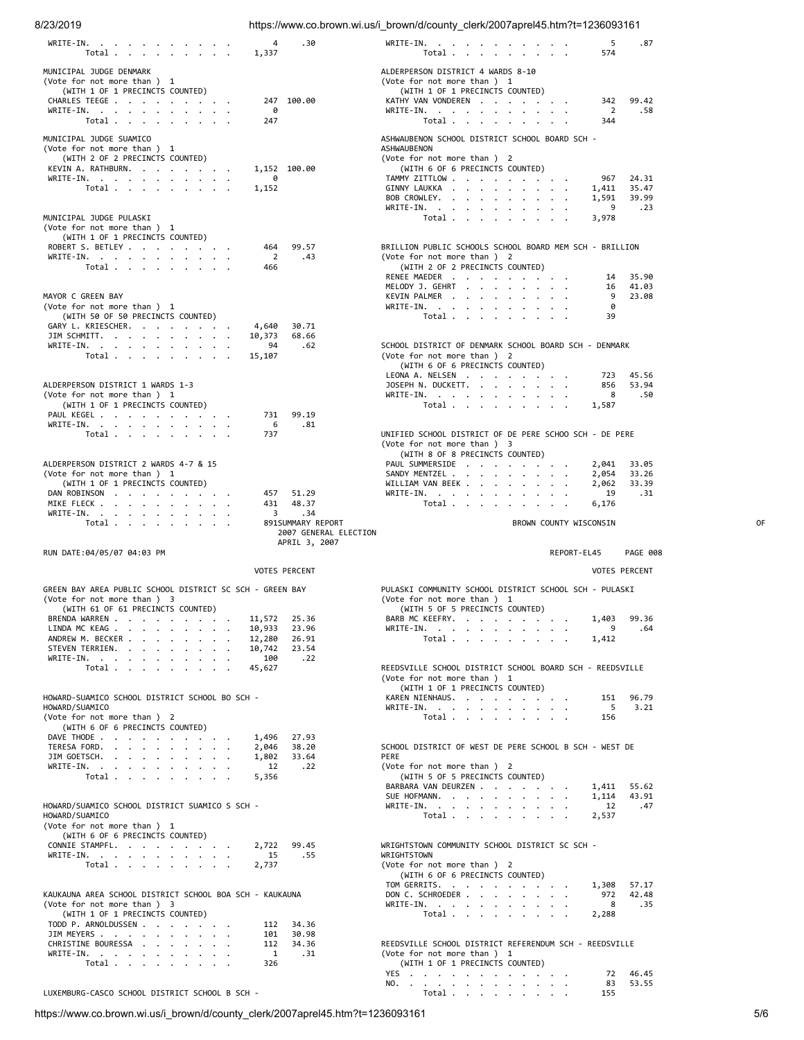| | VOTES | PERCENT |
|---|---|---|
| WRITE-IN | 4 | .30 |
| Total | 1,337 | |

**MUNICIPAL JUDGE DENMARK**
(Vote for not more than ) 1
(WITH 1 OF 1 PRECINCTS COUNTED)

| | VOTES | PERCENT |
|---|---|---|
| CHARLES TEEGE | 247 | 100.00 |
| WRITE-IN | 0 | |
| Total | 247 | |

**MUNICIPAL JUDGE SUAMICO**
(Vote for not more than ) 1
(WITH 2 OF 2 PRECINCTS COUNTED)

| | VOTES | PERCENT |
|---|---|---|
| KEVIN A. RATHBURN | 1,152 | 100.00 |
| WRITE-IN | 0 | |
| Total | 1,152 | |

**MUNICIPAL JUDGE PULASKI**
(Vote for not more than ) 1
(WITH 1 OF 1 PRECINCTS COUNTED)

| | VOTES | PERCENT |
|---|---|---|
| ROBERT S. BETLEY | 464 | 99.57 |
| WRITE-IN | 2 | .43 |
| Total | 466 | |

**MAYOR C GREEN BAY**
(Vote for not more than ) 1
(WITH 50 OF 50 PRECINCTS COUNTED)

| | VOTES | PERCENT |
|---|---|---|
| GARY L. KRIESCHER | 4,640 | 30.71 |
| JIM SCHMITT | 10,373 | 68.66 |
| WRITE-IN | 94 | .62 |
| Total | 15,107 | |

**ALDERPERSON DISTRICT 1 WARDS 1-3**
(Vote for not more than ) 1
(WITH 1 OF 1 PRECINCTS COUNTED)

| | VOTES | PERCENT |
|---|---|---|
| PAUL KEGEL | 731 | 99.19 |
| WRITE-IN | 6 | .81 |
| Total | 737 | |

**ALDERPERSON DISTRICT 2 WARDS 4-7 & 15**
(Vote for not more than ) 1
(WITH 1 OF 1 PRECINCTS COUNTED)

| | VOTES | PERCENT |
|---|---|---|
| DAN ROBINSON | 457 | 51.29 |
| MIKE FLECK | 431 | 48.37 |
| WRITE-IN | 3 | .34 |
| Total | 891 | |

| | VOTES | PERCENT |
|---|---|---|
| WRITE-IN | 5 | .87 |
| Total | 574 | |

**ALDERPERSON DISTRICT 4 WARDS 8-10**
(Vote for not more than ) 1
(WITH 1 OF 1 PRECINCTS COUNTED)

| | VOTES | PERCENT |
|---|---|---|
| KATHY VAN VONDEREN | 342 | 99.42 |
| WRITE-IN | 2 | .58 |
| Total | 344 | |

**ASHWAUBENON SCHOOL DISTRICT SCHOOL BOARD SCH - ASHWAUBENON**
(Vote for not more than ) 2
(WITH 6 OF 6 PRECINCTS COUNTED)

| | VOTES | PERCENT |
|---|---|---|
| TAMMY ZITTLOW | 967 | 24.31 |
| GINNY LAUKKA | 1,411 | 35.47 |
| BOB CROWLEY | 1,591 | 39.99 |
| WRITE-IN | 9 | .23 |
| Total | 3,978 | |

**BRILLION PUBLIC SCHOOLS SCHOOL BOARD MEM SCH - BRILLION**
(Vote for not more than ) 2
(WITH 2 OF 2 PRECINCTS COUNTED)

| | VOTES | PERCENT |
|---|---|---|
| RENEE MAEDER | 14 | 35.90 |
| MELODY J. GEHRT | 16 | 41.03 |
| KEVIN PALMER | 9 | 23.08 |
| WRITE-IN | 0 | |
| Total | 39 | |

**SCHOOL DISTRICT OF DENMARK SCHOOL BOARD SCH - DENMARK**
(Vote for not more than ) 2
(WITH 6 OF 6 PRECINCTS COUNTED)

| | VOTES | PERCENT |
|---|---|---|
| LEONA A. NELSEN | 723 | 45.56 |
| JOSEPH N. DUCKETT | 856 | 53.94 |
| WRITE-IN | 8 | .50 |
| Total | 1,587 | |

**UNIFIED SCHOOL DISTRICT OF DE PERE SCHOO SCH - DE PERE**
(Vote for not more than ) 3
(WITH 8 OF 8 PRECINCTS COUNTED)

| | VOTES | PERCENT |
|---|---|---|
| PAUL SUMMERSIDE | 2,041 | 33.05 |
| SANDY MENTZEL | 2,054 | 33.26 |
| WILLIAM VAN BEEK | 2,062 | 33.39 |
| WRITE-IN | 19 | .31 |
| Total | 6,176 | |

SUMMARY REPORT — BROWN COUNTY WISCONSIN — OFFICIAL RESULTS
2007 GENERAL ELECTION
APRIL 3, 2007

RUN DATE:04/05/07 04:03 PM — REPORT-EL45 PAGE 008

**GREEN BAY AREA PUBLIC SCHOOL DISTRICT SC SCH - GREEN BAY**
(Vote for not more than ) 3
(WITH 61 OF 61 PRECINCTS COUNTED)

| | VOTES | PERCENT |
|---|---|---|
| BRENDA WARREN | 11,572 | 25.36 |
| LINDA MC KEAG | 10,933 | 23.96 |
| ANDREW M. BECKER | 12,280 | 26.91 |
| STEVEN TERRIEN | 10,742 | 23.54 |
| WRITE-IN | 100 | .22 |
| Total | 45,627 | |

**HOWARD-SUAMICO SCHOOL DISTRICT SCHOOL BO SCH - HOWARD/SUAMICO**
(Vote for not more than ) 2
(WITH 6 OF 6 PRECINCTS COUNTED)

| | VOTES | PERCENT |
|---|---|---|
| DAVE THODE | 1,496 | 27.93 |
| TERESA FORD | 2,046 | 38.20 |
| JIM GOETSCH | 1,802 | 33.64 |
| WRITE-IN | 12 | .22 |
| Total | 5,356 | |

**HOWARD/SUAMICO SCHOOL DISTRICT SUAMICO S SCH - HOWARD/SUAMICO**
(Vote for not more than ) 1
(WITH 6 OF 6 PRECINCTS COUNTED)

| | VOTES | PERCENT |
|---|---|---|
| CONNIE STAMPFL | 2,722 | 99.45 |
| WRITE-IN | 15 | .55 |
| Total | 2,737 | |

**KAUKAUNA AREA SCHOOL DISTRICT SCHOOL BOA SCH - KAUKAUNA**
(Vote for not more than ) 3
(WITH 1 OF 1 PRECINCTS COUNTED)

| | VOTES | PERCENT |
|---|---|---|
| TODD P. ARNOLDUSSEN | 112 | 34.36 |
| JIM MEYERS | 101 | 30.98 |
| CHRISTINE BOURESSA | 112 | 34.36 |
| WRITE-IN | 1 | .31 |
| Total | 326 | |

**LUXEMBURG-CASCO SCHOOL DISTRICT SCHOOL B SCH -**

**PULASKI COMMUNITY SCHOOL DISTRICT SCHOOL SCH - PULASKI**
(Vote for not more than ) 1
(WITH 5 OF 5 PRECINCTS COUNTED)

| | VOTES | PERCENT |
|---|---|---|
| BARB MC KEEFRY | 1,403 | 99.36 |
| WRITE-IN | 9 | .64 |
| Total | 1,412 | |

**REEDSVILLE SCHOOL DISTRICT SCHOOL BOARD SCH - REEDSVILLE**
(Vote for not more than ) 1
(WITH 1 OF 1 PRECINCTS COUNTED)

| | VOTES | PERCENT |
|---|---|---|
| KAREN NIENHAUS | 151 | 96.79 |
| WRITE-IN | 5 | 3.21 |
| Total | 156 | |

**SCHOOL DISTRICT OF WEST DE PERE SCHOOL B SCH - WEST DE PERE**
(Vote for not more than ) 2
(WITH 5 OF 5 PRECINCTS COUNTED)

| | VOTES | PERCENT |
|---|---|---|
| BARBARA VAN DEURZEN | 1,411 | 55.62 |
| SUE HOFMANN | 1,114 | 43.91 |
| WRITE-IN | 12 | .47 |
| Total | 2,537 | |

**WRIGHTSTOWN COMMUNITY SCHOOL DISTRICT SC SCH - WRIGHTSTOWN**
(Vote for not more than ) 2
(WITH 6 OF 6 PRECINCTS COUNTED)

| | VOTES | PERCENT |
|---|---|---|
| TOM GERRITS | 1,308 | 57.17 |
| DON C. SCHROEDER | 972 | 42.48 |
| WRITE-IN | 8 | .35 |
| Total | 2,288 | |

**REEDSVILLE SCHOOL DISTRICT REFERENDUM SCH - REEDSVILLE**
(Vote for not more than ) 1
(WITH 1 OF 1 PRECINCTS COUNTED)

| | VOTES | PERCENT |
|---|---|---|
| YES | 72 | 46.45 |
| NO | 83 | 53.55 |
| Total | 155 | |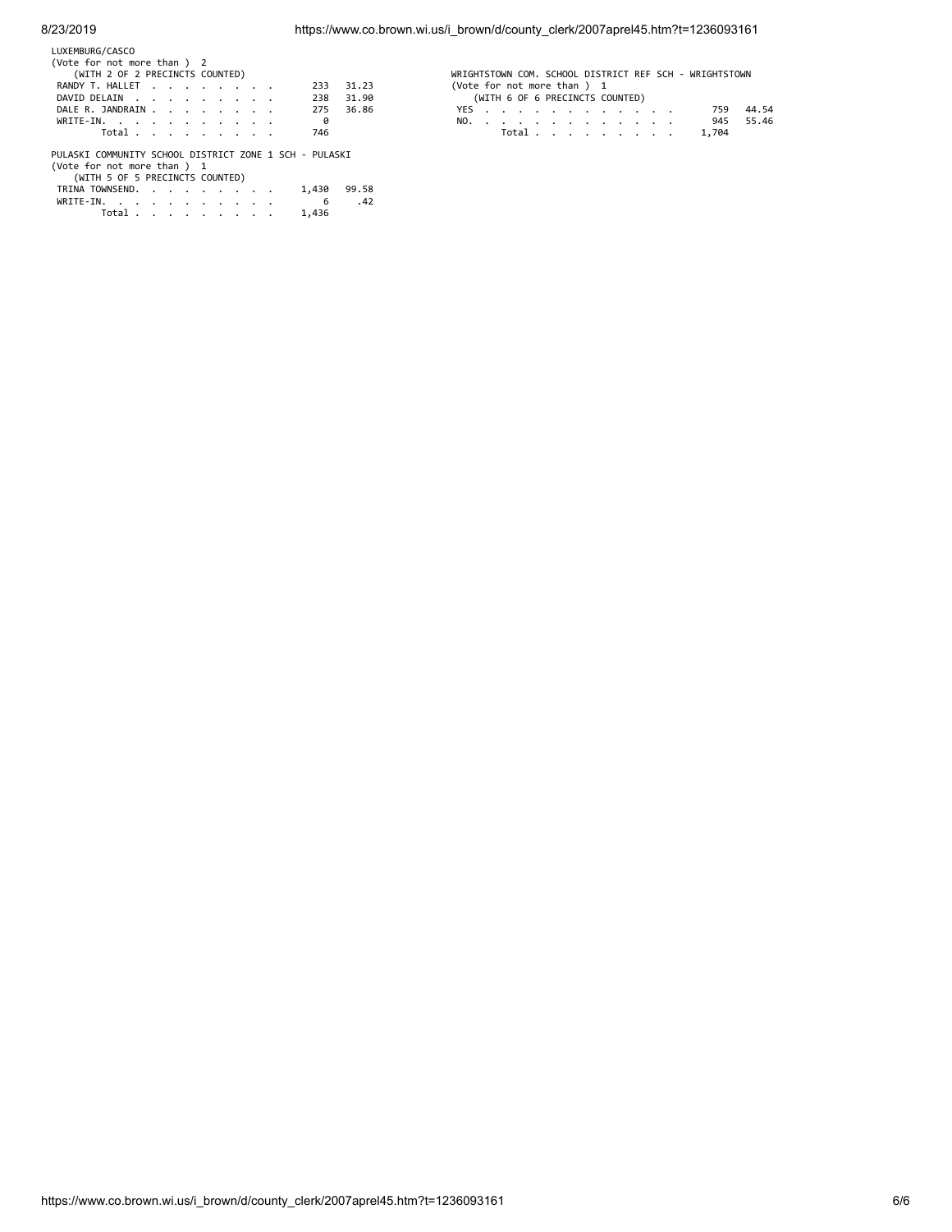LUXEMBURG/CASCO
(Vote for not more than ) 2
(WITH 2 OF 2 PRECINCTS COUNTED)

| | | |
|---|---|---|
| RANDY T. HALLET | 233 | 31.23 |
| DAVID DELAIN | 238 | 31.90 |
| DALE R. JANDRAIN | 275 | 36.86 |
| WRITE-IN. | 0 | |
| Total | 746 | |

PULASKI COMMUNITY SCHOOL DISTRICT ZONE 1 SCH - PULASKI
(Vote for not more than ) 1
(WITH 5 OF 5 PRECINCTS COUNTED)

| | | |
|---|---|---|
| TRINA TOWNSEND. | 1,430 | 99.58 |
| WRITE-IN. | 6 | .42 |
| Total | 1,436 | |

WRIGHTSTOWN COM. SCHOOL DISTRICT REF SCH - WRIGHTSTOWN
(Vote for not more than ) 1
(WITH 6 OF 6 PRECINCTS COUNTED)

| | | |
|---|---|---|
| YES | 759 | 44.54 |
| NO. | 945 | 55.46 |
| Total | 1,704 | |